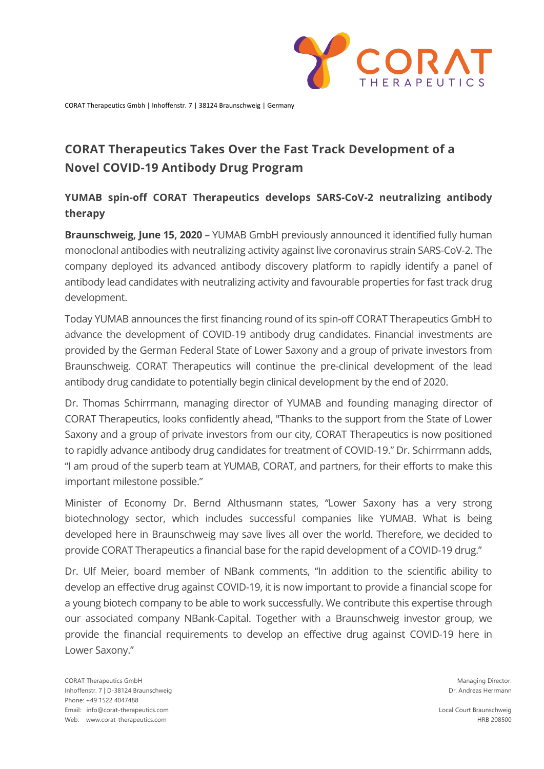CORAT Therapeutics Gmbh | Inhoffenstr. 7 | 38124 Braunschweig | Germany

# CORAT Therapeutics Takes Over the Fast Track Development of a Novel COVID-19 Antibody Drug Program

## YUMAB spin-off CORAT Therapeutics develops SARS-CoV-2 neutralizing antibody therapy

**Braunschweig, June 15, 2020** – YUMAB GmbH previously announced it identified fully human monoclonal antibodies with neutralizing activity against live coronavirus strain SARS-CoV-2. The company deployed its advanced antibody discovery platform to rapidly identify a panel of antibody lead candidates with neutralizing activity and favourable properties for fast track drug development.

Today YUMAB announces the first financing round of its spin-off CORAT Therapeutics GmbH to advance the development of COVID-19 antibody drug candidates. Financial investments are provided by the German Federal State of Lower Saxony and a group of private investors from Braunschweig. CORAT Therapeutics will continue the pre-clinical development of the lead antibody drug candidate to potentially begin clinical development by the end of 2020.

Dr. Thomas Schirrmann, managing director of YUMAB and founding managing director of CORAT Therapeutics, looks confidently ahead, "Thanks to the support from the State of Lower Saxony and a group of private investors from our city, CORAT Therapeutics is now positioned to rapidly advance antibody drug candidates for treatment of COVID-19." Dr. Schirrmann adds, "I am proud of the superb team at YUMAB, CORAT, and partners, for their efforts to make this important milestone possible."

Minister of Economy Dr. Bernd Althusmann states, "Lower Saxony has a very strong biotechnology sector, which includes successful companies like YUMAB. What is being developed here in Braunschweig may save lives all over the world. Therefore, we decided to provide CORAT Therapeutics a financial base for the rapid development of a COVID-19 drug."

Dr. Ulf Meier, board member of NBank comments, "In addition to the scientific ability to develop an effective drug against COVID-19, it is now important to provide a financial scope for a young biotech company to be able to work successfully. We contribute this expertise through our associated company NBank-Capital. Together with a Braunschweig investor group, we provide the financial requirements to develop an effective drug against COVID-19 here in Lower Saxony."

CORAT Therapeutics GmbH
Inhoffenstr. 7 | D-38124 Braunschweig
Phone: +49 1522 4047488
Email: info@corat-therapeutics.com
Web: www.corat-therapeutics.com

Managing Director:
Dr. Andreas Herrmann

Local Court Braunschweig
HRB 208500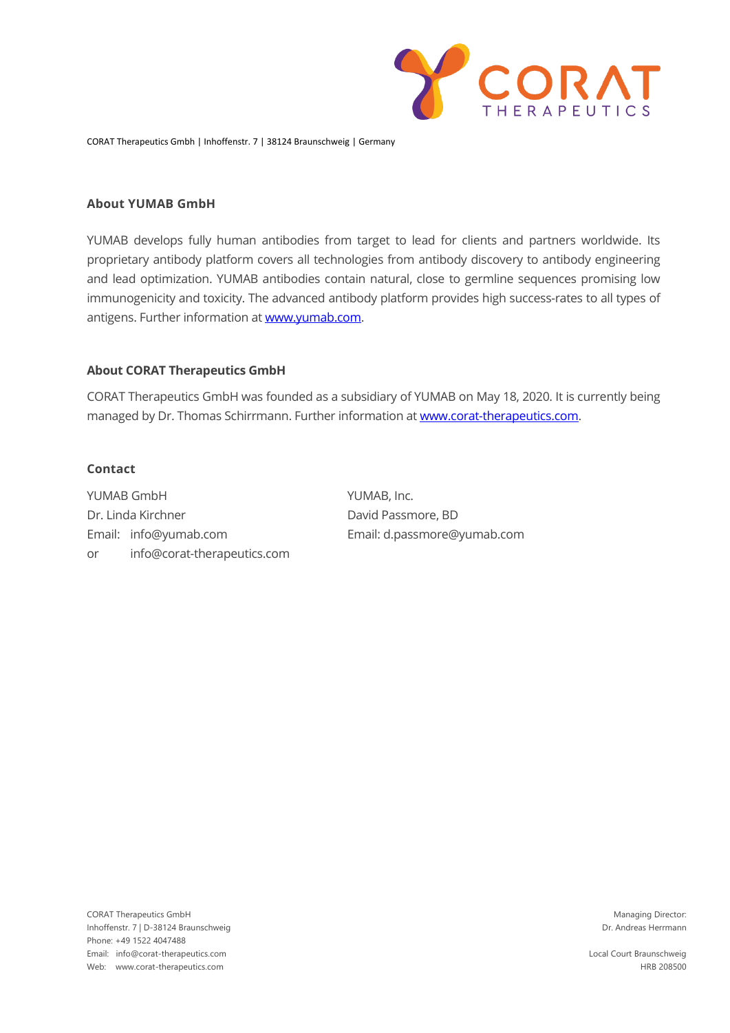CORAT Therapeutics Gmbh | Inhoffenstr. 7 | 38124 Braunschweig | Germany

### About YUMAB GmbH

YUMAB develops fully human antibodies from target to lead for clients and partners worldwide. Its proprietary antibody platform covers all technologies from antibody discovery to antibody engineering and lead optimization. YUMAB antibodies contain natural, close to germline sequences promising low immunogenicity and toxicity. The advanced antibody platform provides high success-rates to all types of antigens. Further information at www.yumab.com.

### About CORAT Therapeutics GmbH

CORAT Therapeutics GmbH was founded as a subsidiary of YUMAB on May 18, 2020. It is currently being managed by Dr. Thomas Schirrmann. Further information at www.corat-therapeutics.com.

### Contact

YUMAB GmbH
Dr. Linda Kirchner
Email: info@yumab.com
or info@corat-therapeutics.com

YUMAB, Inc.
David Passmore, BD
Email: d.passmore@yumab.com

CORAT Therapeutics GmbH
Inhoffenstr. 7 | D-38124 Braunschweig
Phone: +49 1522 4047488
Email: info@corat-therapeutics.com
Web: www.corat-therapeutics.com

Managing Director:
Dr. Andreas Herrmann

Local Court Braunschweig
HRB 208500